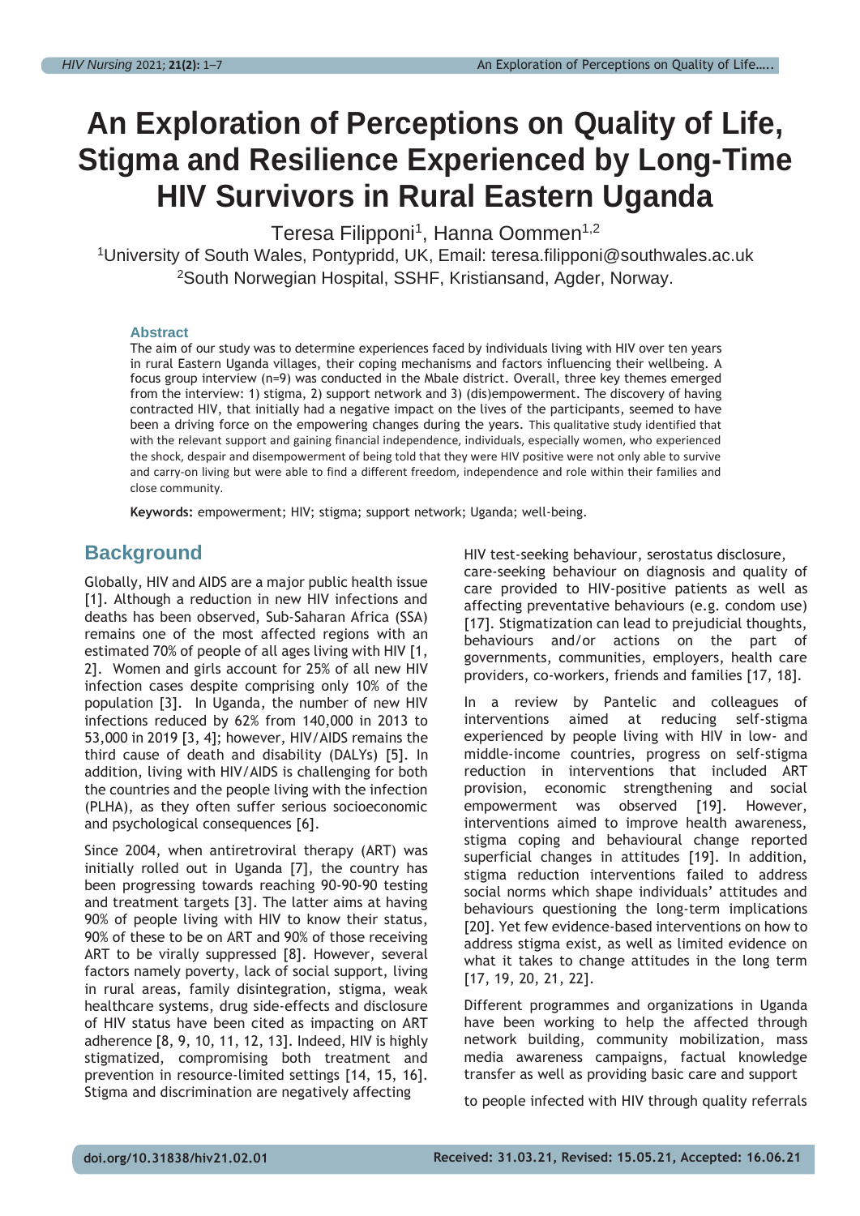# An Exploration of Perceptions on Quality of Life, Stigma and Resilience Experienced by Long-Time HIV Survivors in Rural Eastern Uganda

Teresa Filipponi[1], Hanna Oommen[1,2]

[1]University of South Wales, Pontypridd, UK, Email: teresa.filipponi@southwales.ac.uk
[2]South Norwegian Hospital, SSHF, Kristiansand, Agder, Norway.

### Abstract

The aim of our study was to determine experiences faced by individuals living with HIV over ten years in rural Eastern Uganda villages, their coping mechanisms and factors influencing their wellbeing. A focus group interview (n=9) was conducted in the Mbale district. Overall, three key themes emerged from the interview: 1) stigma, 2) support network and 3) (dis)empowerment. The discovery of having contracted HIV, that initially had a negative impact on the lives of the participants, seemed to have been a driving force on the empowering changes during the years. This qualitative study identified that with the relevant support and gaining financial independence, individuals, especially women, who experienced the shock, despair and disempowerment of being told that they were HIV positive were not only able to survive and carry-on living but were able to find a different freedom, independence and role within their families and close community.

**Keywords:** empowerment; HIV; stigma; support network; Uganda; well-being.

## Background

Globally, HIV and AIDS are a major public health issue [1]. Although a reduction in new HIV infections and deaths has been observed, Sub-Saharan Africa (SSA) remains one of the most affected regions with an estimated 70% of people of all ages living with HIV [1, 2]. Women and girls account for 25% of all new HIV infection cases despite comprising only 10% of the population [3]. In Uganda, the number of new HIV infections reduced by 62% from 140,000 in 2013 to 53,000 in 2019 [3, 4]; however, HIV/AIDS remains the third cause of death and disability (DALYs) [5]. In addition, living with HIV/AIDS is challenging for both the countries and the people living with the infection (PLHA), as they often suffer serious socioeconomic and psychological consequences [6].

Since 2004, when antiretroviral therapy (ART) was initially rolled out in Uganda [7], the country has been progressing towards reaching 90-90-90 testing and treatment targets [3]. The latter aims at having 90% of people living with HIV to know their status, 90% of these to be on ART and 90% of those receiving ART to be virally suppressed [8]. However, several factors namely poverty, lack of social support, living in rural areas, family disintegration, stigma, weak healthcare systems, drug side-effects and disclosure of HIV status have been cited as impacting on ART adherence [8, 9, 10, 11, 12, 13]. Indeed, HIV is highly stigmatized, compromising both treatment and prevention in resource-limited settings [14, 15, 16]. Stigma and discrimination are negatively affecting HIV test-seeking behaviour, serostatus disclosure, care-seeking behaviour on diagnosis and quality of care provided to HIV-positive patients as well as affecting preventative behaviours (e.g. condom use) [17]. Stigmatization can lead to prejudicial thoughts, behaviours and/or actions on the part of governments, communities, employers, health care providers, co-workers, friends and families [17, 18].

In a review by Pantelic and colleagues of interventions aimed at reducing self-stigma experienced by people living with HIV in low- and middle-income countries, progress on self-stigma reduction in interventions that included ART provision, economic strengthening and social empowerment was observed [19]. However, interventions aimed to improve health awareness, stigma coping and behavioural change reported superficial changes in attitudes [19]. In addition, stigma reduction interventions failed to address social norms which shape individuals' attitudes and behaviours questioning the long-term implications [20]. Yet few evidence-based interventions on how to address stigma exist, as well as limited evidence on what it takes to change attitudes in the long term [17, 19, 20, 21, 22].

Different programmes and organizations in Uganda have been working to help the affected through network building, community mobilization, mass media awareness campaigns, factual knowledge transfer as well as providing basic care and support to people infected with HIV through quality referrals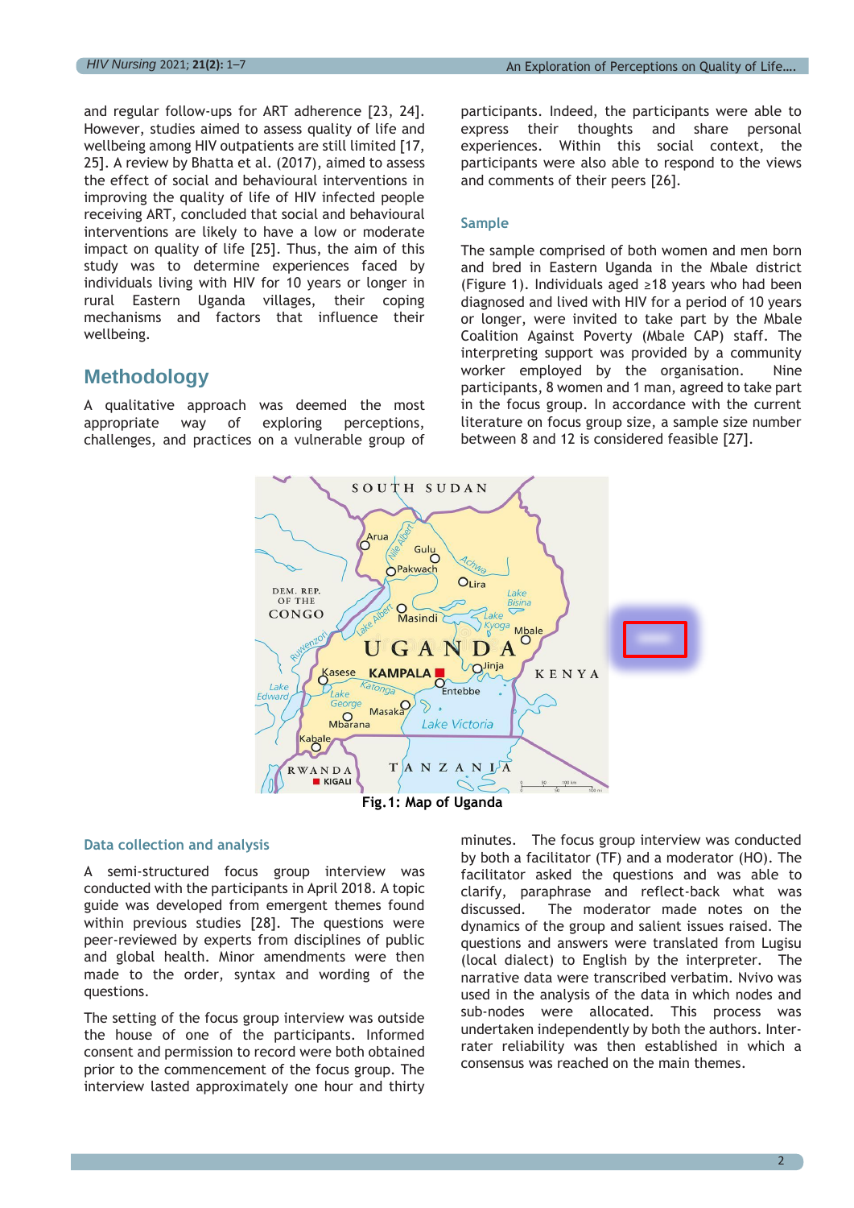and regular follow-ups for ART adherence [23, 24]. However, studies aimed to assess quality of life and wellbeing among HIV outpatients are still limited [17, 25]. A review by Bhatta et al. (2017), aimed to assess the effect of social and behavioural interventions in improving the quality of life of HIV infected people receiving ART, concluded that social and behavioural interventions are likely to have a low or moderate impact on quality of life [25]. Thus, the aim of this study was to determine experiences faced by individuals living with HIV for 10 years or longer in rural Eastern Uganda villages, their coping mechanisms and factors that influence their wellbeing.

## Methodology

A qualitative approach was deemed the most appropriate way of exploring perceptions, challenges, and practices on a vulnerable group of participants. Indeed, the participants were able to express their thoughts and share personal experiences. Within this social context, the participants were also able to respond to the views and comments of their peers [26].

### Sample

The sample comprised of both women and men born and bred in Eastern Uganda in the Mbale district (Figure 1). Individuals aged ≥18 years who had been diagnosed and lived with HIV for a period of 10 years or longer, were invited to take part by the Mbale Coalition Against Poverty (Mbale CAP) staff. The interpreting support was provided by a community worker employed by the organisation. Nine participants, 8 women and 1 man, agreed to take part in the focus group. In accordance with the current literature on focus group size, a sample size number between 8 and 12 is considered feasible [27].

**Fig.1: Map of Uganda**

### Data collection and analysis

A semi-structured focus group interview was conducted with the participants in April 2018. A topic guide was developed from emergent themes found within previous studies [28]. The questions were peer-reviewed by experts from disciplines of public and global health. Minor amendments were then made to the order, syntax and wording of the questions.

The setting of the focus group interview was outside the house of one of the participants. Informed consent and permission to record were both obtained prior to the commencement of the focus group. The interview lasted approximately one hour and thirty minutes. The focus group interview was conducted by both a facilitator (TF) and a moderator (HO). The facilitator asked the questions and was able to clarify, paraphrase and reflect-back what was discussed. The moderator made notes on the dynamics of the group and salient issues raised. The questions and answers were translated from Lugisu (local dialect) to English by the interpreter. The narrative data were transcribed verbatim. Nvivo was used in the analysis of the data in which nodes and sub-nodes were allocated. This process was undertaken independently by both the authors. Inter-rater reliability was then established in which a consensus was reached on the main themes.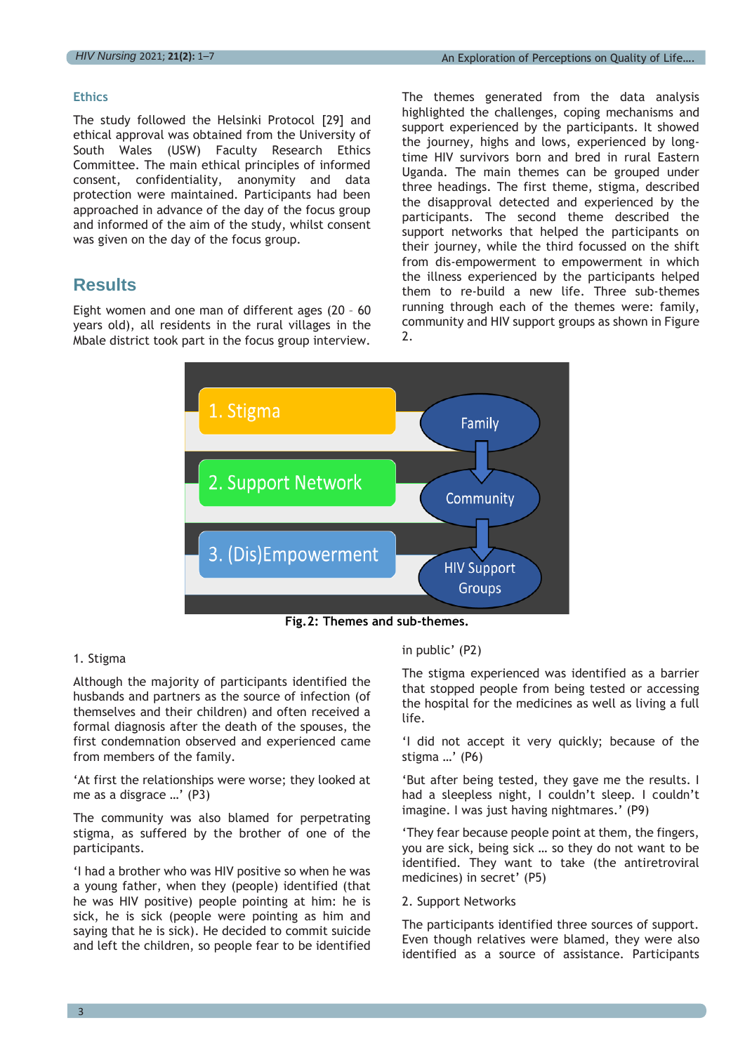### Ethics

The study followed the Helsinki Protocol [29] and ethical approval was obtained from the University of South Wales (USW) Faculty Research Ethics Committee. The main ethical principles of informed consent, confidentiality, anonymity and data protection were maintained. Participants had been approached in advance of the day of the focus group and informed of the aim of the study, whilst consent was given on the day of the focus group.

## Results

Eight women and one man of different ages (20 – 60 years old), all residents in the rural villages in the Mbale district took part in the focus group interview.

The themes generated from the data analysis highlighted the challenges, coping mechanisms and support experienced by the participants. It showed the journey, highs and lows, experienced by long-time HIV survivors born and bred in rural Eastern Uganda. The main themes can be grouped under three headings. The first theme, stigma, described the disapproval detected and experienced by the participants. The second theme described the support networks that helped the participants on their journey, while the third focussed on the shift from dis-empowerment to empowerment in which the illness experienced by the participants helped them to re-build a new life. Three sub-themes running through each of the themes were: family, community and HIV support groups as shown in Figure 2.

1. Stigma → Family
2. Support Network → Community
3. (Dis)Empowerment → HIV Support Groups

**Fig. 2: Themes and sub-themes.**

1. Stigma

Although the majority of participants identified the husbands and partners as the source of infection (of themselves and their children) and often received a formal diagnosis after the death of the spouses, the first condemnation observed and experienced came from members of the family.

'At first the relationships were worse; they looked at me as a disgrace …' (P3)

The community was also blamed for perpetrating stigma, as suffered by the brother of one of the participants.

'I had a brother who was HIV positive so when he was a young father, when they (people) identified (that he was HIV positive) people pointing at him: he is sick, he is sick (people were pointing as him and saying that he is sick). He decided to commit suicide and left the children, so people fear to be identified in public' (P2)

The stigma experienced was identified as a barrier that stopped people from being tested or accessing the hospital for the medicines as well as living a full life.

'I did not accept it very quickly; because of the stigma …' (P6)

'But after being tested, they gave me the results. I had a sleepless night, I couldn't sleep. I couldn't imagine. I was just having nightmares.' (P9)

'They fear because people point at them, the fingers, you are sick, being sick … so they do not want to be identified. They want to take (the antiretroviral medicines) in secret' (P5)

2. Support Networks

The participants identified three sources of support. Even though relatives were blamed, they were also identified as a source of assistance. Participants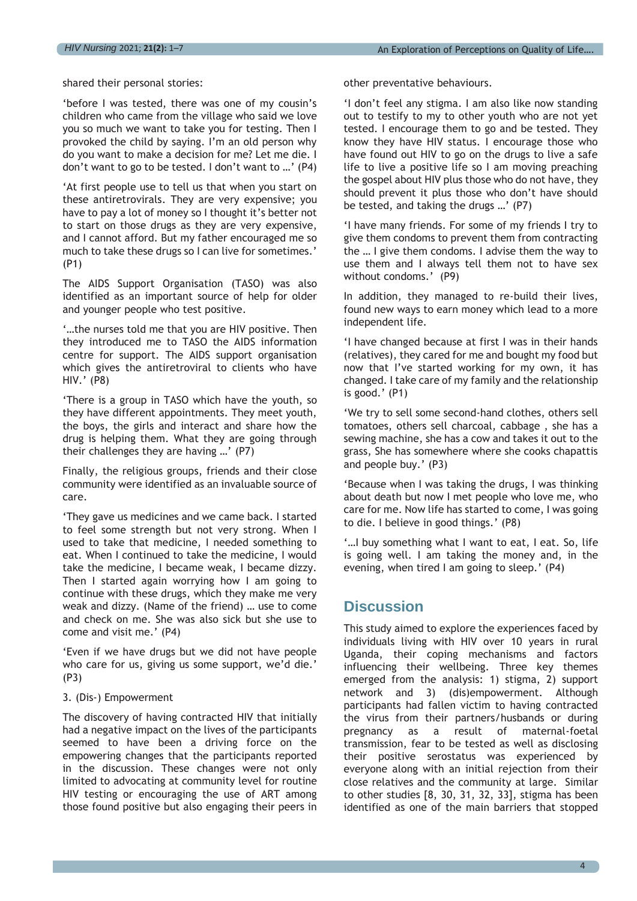shared their personal stories:

'before I was tested, there was one of my cousin's children who came from the village who said we love you so much we want to take you for testing. Then I provoked the child by saying. I'm an old person why do you want to make a decision for me? Let me die. I don't want to go to be tested. I don't want to …' (P4)

'At first people use to tell us that when you start on these antiretrovirals. They are very expensive; you have to pay a lot of money so I thought it's better not to start on those drugs as they are very expensive, and I cannot afford. But my father encouraged me so much to take these drugs so I can live for sometimes.' (P1)

The AIDS Support Organisation (TASO) was also identified as an important source of help for older and younger people who test positive.

'…the nurses told me that you are HIV positive. Then they introduced me to TASO the AIDS information centre for support. The AIDS support organisation which gives the antiretroviral to clients who have HIV.' (P8)

'There is a group in TASO which have the youth, so they have different appointments. They meet youth, the boys, the girls and interact and share how the drug is helping them. What they are going through their challenges they are having …' (P7)

Finally, the religious groups, friends and their close community were identified as an invaluable source of care.

'They gave us medicines and we came back. I started to feel some strength but not very strong. When I used to take that medicine, I needed something to eat. When I continued to take the medicine, I would take the medicine, I became weak, I became dizzy. Then I started again worrying how I am going to continue with these drugs, which they make me very weak and dizzy. (Name of the friend) … use to come and check on me. She was also sick but she use to come and visit me.' (P4)

'Even if we have drugs but we did not have people who care for us, giving us some support, we'd die.' (P3)

3. (Dis-) Empowerment

The discovery of having contracted HIV that initially had a negative impact on the lives of the participants seemed to have been a driving force on the empowering changes that the participants reported in the discussion. These changes were not only limited to advocating at community level for routine HIV testing or encouraging the use of ART among those found positive but also engaging their peers in other preventative behaviours.

'I don't feel any stigma. I am also like now standing out to testify to my to other youth who are not yet tested. I encourage them to go and be tested. They know they have HIV status. I encourage those who have found out HIV to go on the drugs to live a safe life to live a positive life so I am moving preaching the gospel about HIV plus those who do not have, they should prevent it plus those who don't have should be tested, and taking the drugs …' (P7)

'I have many friends. For some of my friends I try to give them condoms to prevent them from contracting the … I give them condoms. I advise them the way to use them and I always tell them not to have sex without condoms.' (P9)

In addition, they managed to re-build their lives, found new ways to earn money which lead to a more independent life.

'I have changed because at first I was in their hands (relatives), they cared for me and bought my food but now that I've started working for my own, it has changed. I take care of my family and the relationship is good.' (P1)

'We try to sell some second-hand clothes, others sell tomatoes, others sell charcoal, cabbage , she has a sewing machine, she has a cow and takes it out to the grass, She has somewhere where she cooks chapattis and people buy.' (P3)

'Because when I was taking the drugs, I was thinking about death but now I met people who love me, who care for me. Now life has started to come, I was going to die. I believe in good things.' (P8)

'…I buy something what I want to eat, I eat. So, life is going well. I am taking the money and, in the evening, when tired I am going to sleep.' (P4)

## Discussion

This study aimed to explore the experiences faced by individuals living with HIV over 10 years in rural Uganda, their coping mechanisms and factors influencing their wellbeing. Three key themes emerged from the analysis: 1) stigma, 2) support network and 3) (dis)empowerment. Although participants had fallen victim to having contracted the virus from their partners/husbands or during pregnancy as a result of maternal-foetal transmission, fear to be tested as well as disclosing their positive serostatus was experienced by everyone along with an initial rejection from their close relatives and the community at large. Similar to other studies [8, 30, 31, 32, 33], stigma has been identified as one of the main barriers that stopped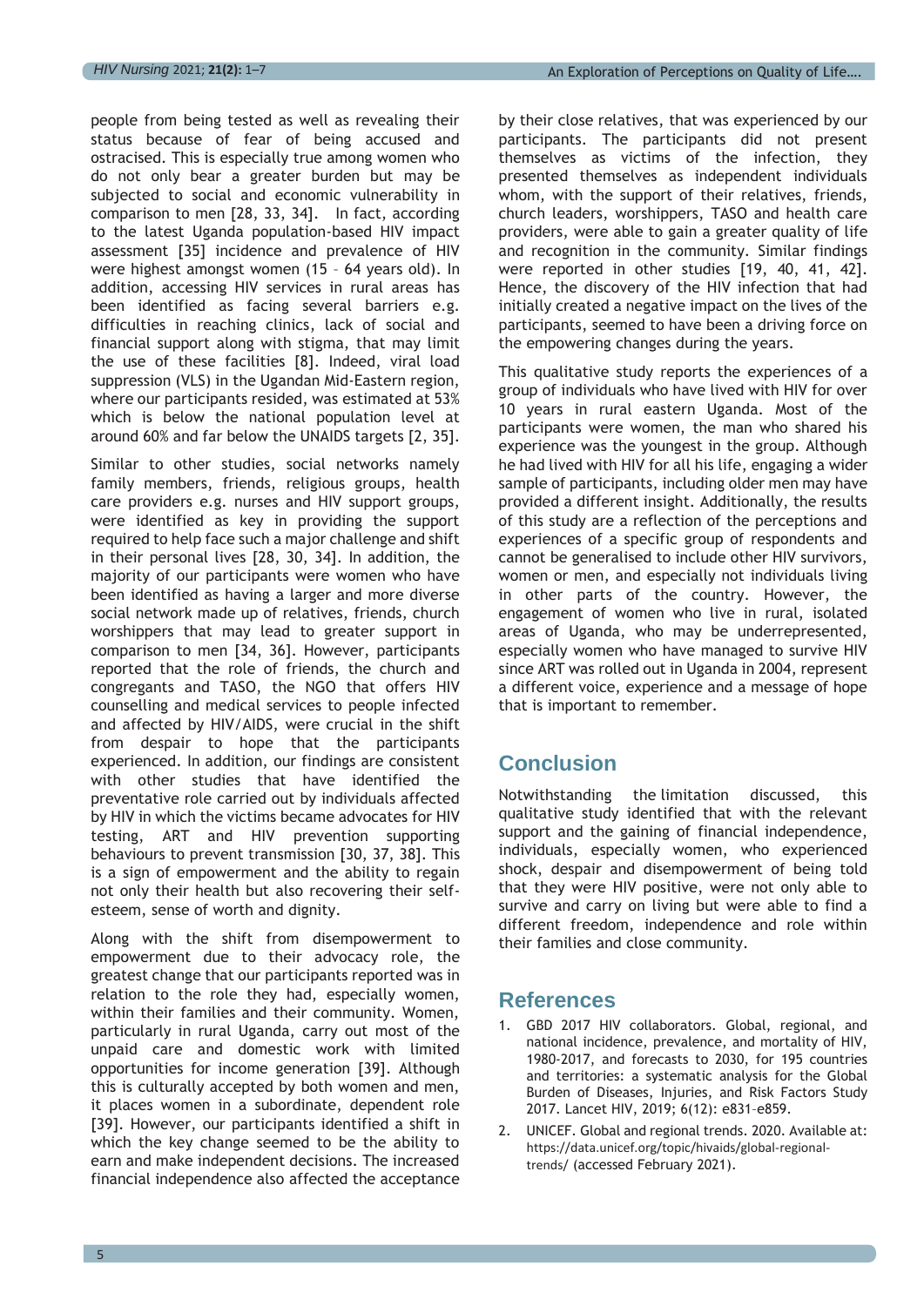people from being tested as well as revealing their status because of fear of being accused and ostracised. This is especially true among women who do not only bear a greater burden but may be subjected to social and economic vulnerability in comparison to men [28, 33, 34]. In fact, according to the latest Uganda population-based HIV impact assessment [35] incidence and prevalence of HIV were highest amongst women (15 – 64 years old). In addition, accessing HIV services in rural areas has been identified as facing several barriers e.g. difficulties in reaching clinics, lack of social and financial support along with stigma, that may limit the use of these facilities [8]. Indeed, viral load suppression (VLS) in the Ugandan Mid-Eastern region, where our participants resided, was estimated at 53% which is below the national population level at around 60% and far below the UNAIDS targets [2, 35].

Similar to other studies, social networks namely family members, friends, religious groups, health care providers e.g. nurses and HIV support groups, were identified as key in providing the support required to help face such a major challenge and shift in their personal lives [28, 30, 34]. In addition, the majority of our participants were women who have been identified as having a larger and more diverse social network made up of relatives, friends, church worshippers that may lead to greater support in comparison to men [34, 36]. However, participants reported that the role of friends, the church and congregants and TASO, the NGO that offers HIV counselling and medical services to people infected and affected by HIV/AIDS, were crucial in the shift from despair to hope that the participants experienced. In addition, our findings are consistent with other studies that have identified the preventative role carried out by individuals affected by HIV in which the victims became advocates for HIV testing, ART and HIV prevention supporting behaviours to prevent transmission [30, 37, 38]. This is a sign of empowerment and the ability to regain not only their health but also recovering their self-esteem, sense of worth and dignity.

Along with the shift from disempowerment to empowerment due to their advocacy role, the greatest change that our participants reported was in relation to the role they had, especially women, within their families and their community. Women, particularly in rural Uganda, carry out most of the unpaid care and domestic work with limited opportunities for income generation [39]. Although this is culturally accepted by both women and men, it places women in a subordinate, dependent role [39]. However, our participants identified a shift in which the key change seemed to be the ability to earn and make independent decisions. The increased financial independence also affected the acceptance by their close relatives, that was experienced by our participants. The participants did not present themselves as victims of the infection, they presented themselves as independent individuals whom, with the support of their relatives, friends, church leaders, worshippers, TASO and health care providers, were able to gain a greater quality of life and recognition in the community. Similar findings were reported in other studies [19, 40, 41, 42]. Hence, the discovery of the HIV infection that had initially created a negative impact on the lives of the participants, seemed to have been a driving force on the empowering changes during the years.

This qualitative study reports the experiences of a group of individuals who have lived with HIV for over 10 years in rural eastern Uganda. Most of the participants were women, the man who shared his experience was the youngest in the group. Although he had lived with HIV for all his life, engaging a wider sample of participants, including older men may have provided a different insight. Additionally, the results of this study are a reflection of the perceptions and experiences of a specific group of respondents and cannot be generalised to include other HIV survivors, women or men, and especially not individuals living in other parts of the country. However, the engagement of women who live in rural, isolated areas of Uganda, who may be underrepresented, especially women who have managed to survive HIV since ART was rolled out in Uganda in 2004, represent a different voice, experience and a message of hope that is important to remember.

## Conclusion

Notwithstanding the limitation discussed, this qualitative study identified that with the relevant support and the gaining of financial independence, individuals, especially women, who experienced shock, despair and disempowerment of being told that they were HIV positive, were not only able to survive and carry on living but were able to find a different freedom, independence and role within their families and close community.

## References

1. GBD 2017 HIV collaborators. Global, regional, and national incidence, prevalence, and mortality of HIV, 1980-2017, and forecasts to 2030, for 195 countries and territories: a systematic analysis for the Global Burden of Diseases, Injuries, and Risk Factors Study 2017. Lancet HIV, 2019; 6(12): e831–e859.
2. UNICEF. Global and regional trends. 2020. Available at: https://data.unicef.org/topic/hivaids/global-regional-trends/ (accessed February 2021).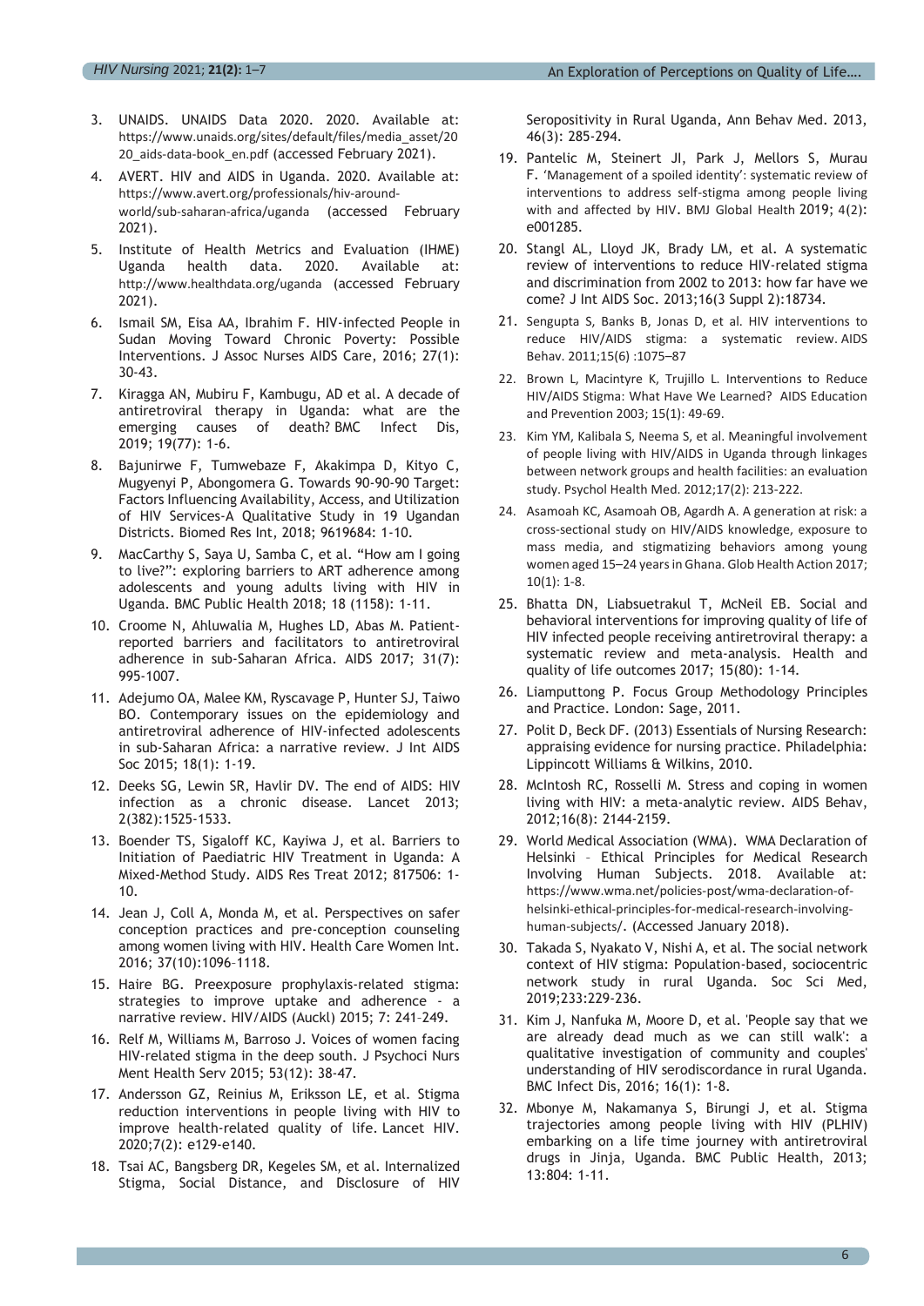3. UNAIDS. UNAIDS Data 2020. 2020. Available at: https://www.unaids.org/sites/default/files/media_asset/2020_aids-data-book_en.pdf (accessed February 2021).
4. AVERT. HIV and AIDS in Uganda. 2020. Available at: https://www.avert.org/professionals/hiv-around-world/sub-saharan-africa/uganda (accessed February 2021).
5. Institute of Health Metrics and Evaluation (IHME) Uganda health data. 2020. Available at: http://www.healthdata.org/uganda (accessed February 2021).
6. Ismail SM, Eisa AA, Ibrahim F. HIV-infected People in Sudan Moving Toward Chronic Poverty: Possible Interventions. J Assoc Nurses AIDS Care, 2016; 27(1): 30-43.
7. Kiragga AN, Mubiru F, Kambugu, AD et al. A decade of antiretroviral therapy in Uganda: what are the emerging causes of death? BMC Infect Dis, 2019; 19(77): 1-6.
8. Bajunirwe F, Tumwebaze F, Akakimpa D, Kityo C, Mugyenyi P, Abongomera G. Towards 90-90-90 Target: Factors Influencing Availability, Access, and Utilization of HIV Services-A Qualitative Study in 19 Ugandan Districts. Biomed Res Int, 2018; 9619684: 1-10.
9. MacCarthy S, Saya U, Samba C, et al. "How am I going to live?": exploring barriers to ART adherence among adolescents and young adults living with HIV in Uganda. BMC Public Health 2018; 18 (1158): 1-11.
10. Croome N, Ahluwalia M, Hughes LD, Abas M. Patient-reported barriers and facilitators to antiretroviral adherence in sub-Saharan Africa. AIDS 2017; 31(7): 995-1007.
11. Adejumo OA, Malee KM, Ryscavage P, Hunter SJ, Taiwo BO. Contemporary issues on the epidemiology and antiretroviral adherence of HIV-infected adolescents in sub-Saharan Africa: a narrative review. J Int AIDS Soc 2015; 18(1): 1-19.
12. Deeks SG, Lewin SR, Havlir DV. The end of AIDS: HIV infection as a chronic disease. Lancet 2013; 2(382):1525-1533.
13. Boender TS, Sigaloff KC, Kayiwa J, et al. Barriers to Initiation of Paediatric HIV Treatment in Uganda: A Mixed-Method Study. AIDS Res Treat 2012; 817506: 1-10.
14. Jean J, Coll A, Monda M, et al. Perspectives on safer conception practices and pre-conception counseling among women living with HIV. Health Care Women Int. 2016; 37(10):1096–1118.
15. Haire BG. Preexposure prophylaxis-related stigma: strategies to improve uptake and adherence - a narrative review. HIV/AIDS (Auckl) 2015; 7: 241–249.
16. Relf M, Williams M, Barroso J. Voices of women facing HIV-related stigma in the deep south. J Psychoci Nurs Ment Health Serv 2015; 53(12): 38-47.
17. Andersson GZ, Reinius M, Eriksson LE, et al. Stigma reduction interventions in people living with HIV to improve health-related quality of life. Lancet HIV. 2020;7(2): e129-e140.
18. Tsai AC, Bangsberg DR, Kegeles SM, et al. Internalized Stigma, Social Distance, and Disclosure of HIV Seropositivity in Rural Uganda, Ann Behav Med. 2013, 46(3): 285-294.
19. Pantelic M, Steinert JI, Park J, Mellors S, Murau F. 'Management of a spoiled identity': systematic review of interventions to address self-stigma among people living with and affected by HIV. BMJ Global Health 2019; 4(2): e001285.
20. Stangl AL, Lloyd JK, Brady LM, et al. A systematic review of interventions to reduce HIV-related stigma and discrimination from 2002 to 2013: how far have we come? J Int AIDS Soc. 2013;16(3 Suppl 2):18734.
21. Sengupta S, Banks B, Jonas D, et al. HIV interventions to reduce HIV/AIDS stigma: a systematic review. AIDS Behav. 2011;15(6) :1075–87
22. Brown L, Macintyre K, Trujillo L. Interventions to Reduce HIV/AIDS Stigma: What Have We Learned? AIDS Education and Prevention 2003; 15(1): 49-69.
23. Kim YM, Kalibala S, Neema S, et al. Meaningful involvement of people living with HIV/AIDS in Uganda through linkages between network groups and health facilities: an evaluation study. Psychol Health Med. 2012;17(2): 213-222.
24. Asamoah KC, Asamoah OB, Agardh A. A generation at risk: a cross-sectional study on HIV/AIDS knowledge, exposure to mass media, and stigmatizing behaviors among young women aged 15–24 years in Ghana. Glob Health Action 2017; 10(1): 1-8.
25. Bhatta DN, Liabsuetrakul T, McNeil EB. Social and behavioral interventions for improving quality of life of HIV infected people receiving antiretroviral therapy: a systematic review and meta-analysis. Health and quality of life outcomes 2017; 15(80): 1-14.
26. Liamputtong P. Focus Group Methodology Principles and Practice. London: Sage, 2011.
27. Polit D, Beck DF. (2013) Essentials of Nursing Research: appraising evidence for nursing practice. Philadelphia: Lippincott Williams & Wilkins, 2010.
28. McIntosh RC, Rosselli M. Stress and coping in women living with HIV: a meta-analytic review. AIDS Behav, 2012;16(8): 2144-2159.
29. World Medical Association (WMA). WMA Declaration of Helsinki – Ethical Principles for Medical Research Involving Human Subjects. 2018. Available at: https://www.wma.net/policies-post/wma-declaration-of-helsinki-ethical-principles-for-medical-research-involving-human-subjects/. (Accessed January 2018).
30. Takada S, Nyakato V, Nishi A, et al. The social network context of HIV stigma: Population-based, sociocentric network study in rural Uganda. Soc Sci Med, 2019;233:229-236.
31. Kim J, Nanfuka M, Moore D, et al. 'People say that we are already dead much as we can still walk': a qualitative investigation of community and couples' understanding of HIV serodiscordance in rural Uganda. BMC Infect Dis, 2016; 16(1): 1-8.
32. Mbonye M, Nakamanya S, Birungi J, et al. Stigma trajectories among people living with HIV (PLHIV) embarking on a life time journey with antiretroviral drugs in Jinja, Uganda. BMC Public Health, 2013; 13:804: 1-11.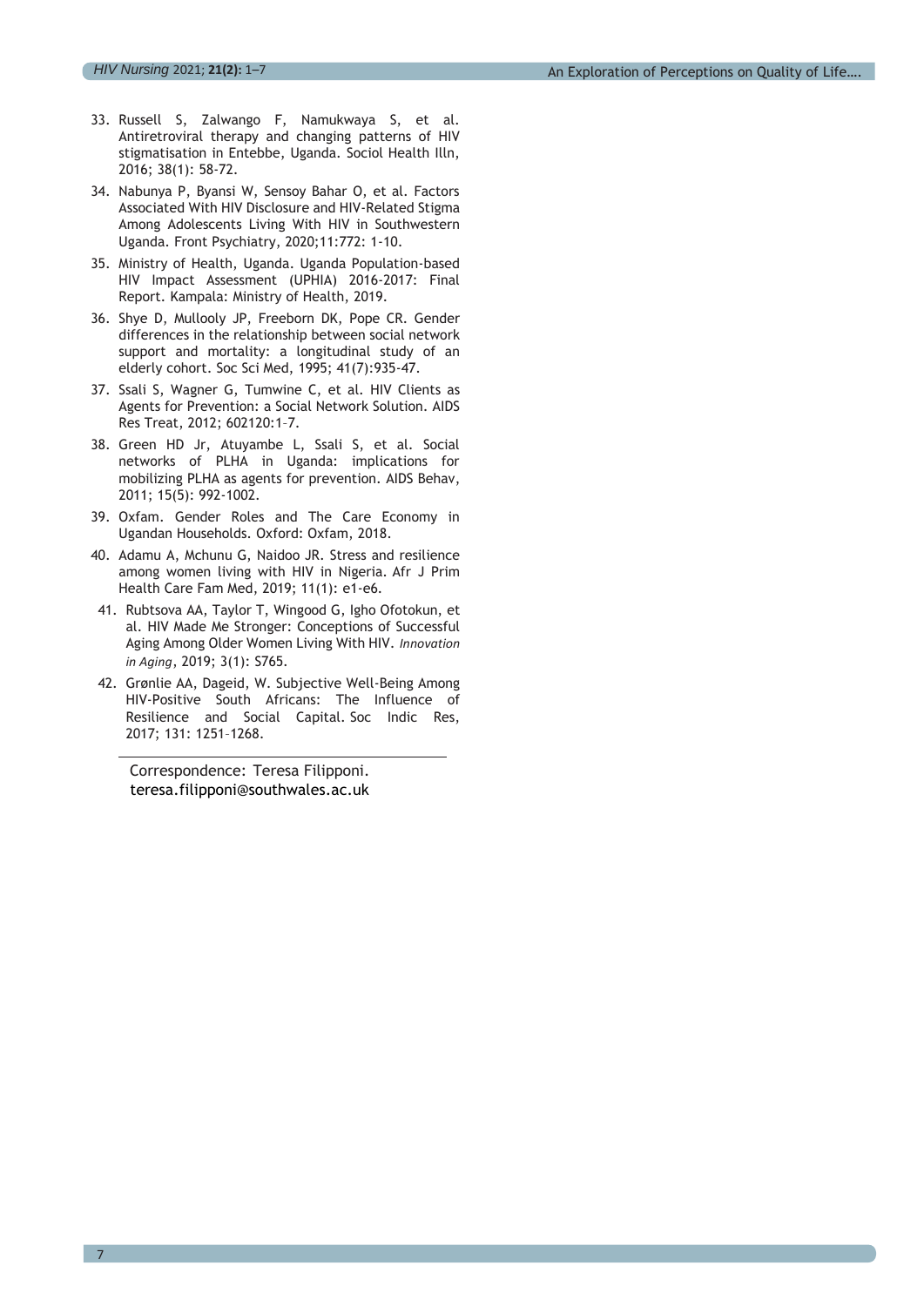33. Russell S, Zalwango F, Namukwaya S, et al. Antiretroviral therapy and changing patterns of HIV stigmatisation in Entebbe, Uganda. Sociol Health Illn, 2016; 38(1): 58-72.
34. Nabunya P, Byansi W, Sensoy Bahar O, et al. Factors Associated With HIV Disclosure and HIV-Related Stigma Among Adolescents Living With HIV in Southwestern Uganda. Front Psychiatry, 2020;11:772: 1-10.
35. Ministry of Health, Uganda. Uganda Population-based HIV Impact Assessment (UPHIA) 2016-2017: Final Report. Kampala: Ministry of Health, 2019.
36. Shye D, Mullooly JP, Freeborn DK, Pope CR. Gender differences in the relationship between social network support and mortality: a longitudinal study of an elderly cohort. Soc Sci Med, 1995; 41(7):935-47.
37. Ssali S, Wagner G, Tumwine C, et al. HIV Clients as Agents for Prevention: a Social Network Solution. AIDS Res Treat, 2012; 602120:1–7.
38. Green HD Jr, Atuyambe L, Ssali S, et al. Social networks of PLHA in Uganda: implications for mobilizing PLHA as agents for prevention. AIDS Behav, 2011; 15(5): 992-1002.
39. Oxfam. Gender Roles and The Care Economy in Ugandan Households. Oxford: Oxfam, 2018.
40. Adamu A, Mchunu G, Naidoo JR. Stress and resilience among women living with HIV in Nigeria. Afr J Prim Health Care Fam Med, 2019; 11(1): e1-e6.
41. Rubtsova AA, Taylor T, Wingood G, Igho Ofotokun, et al. HIV Made Me Stronger: Conceptions of Successful Aging Among Older Women Living With HIV. *Innovation in Aging*, 2019; 3(1): S765.
42. Grønlie AA, Dageid, W. Subjective Well-Being Among HIV-Positive South Africans: The Influence of Resilience and Social Capital. Soc Indic Res, 2017; 131: 1251–1268.

---

Correspondence: Teresa Filipponi.
teresa.filipponi@southwales.ac.uk